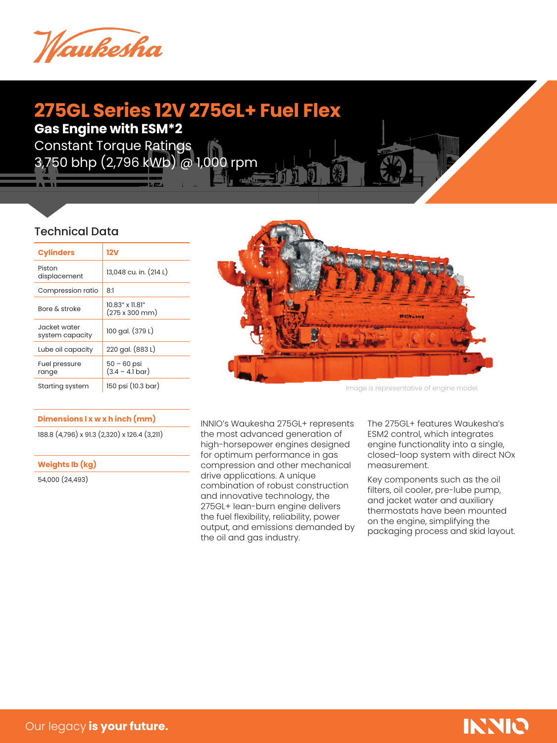Waukesha

# 275GL Series 12V 275GL+ Fuel Flex

## Gas Engine with ESM*2

Constant Torque Ratings
3,750 bhp (2,796 kWb) @ 1,000 rpm

### Technical Data

| Cylinders | 12V |
|---|---|
| Piston displacement | 13,048 cu. in. (214 L) |
| Compression ratio | 8:1 |
| Bore & stroke | 10.83" x 11.81" (275 x 300 mm) |
| Jacket water system capacity | 100 gal. (379 L) |
| Lube oil capacity | 220 gal. (883 L) |
| Fuel pressure range | 50 – 60 psi (3.4 – 4.1 bar) |
| Starting system | 150 psi (10.3 bar) |

Image is representative of engine model.

| Dimensions l x w x h inch (mm) |
|---|
| 188.8 (4,796) x 91.3 (2,320) x 126.4 (3,211) |

| Weights lb (kg) |
|---|
| 54,000 (24,493) |

INNIO's Waukesha 275GL+ represents the most advanced generation of high-horsepower engines designed for optimum performance in gas compression and other mechanical drive applications. A unique combination of robust construction and innovative technology, the 275GL+ lean-burn engine delivers the fuel flexibility, reliability, power output, and emissions demanded by the oil and gas industry.

The 275GL+ features Waukesha's ESM2 control, which integrates engine functionality into a single, closed-loop system with direct NOx measurement.

Key components such as the oil filters, oil cooler, pre-lube pump, and jacket water and auxiliary thermostats have been mounted on the engine, simplifying the packaging process and skid layout.

Our legacy **is your future.**

INNIO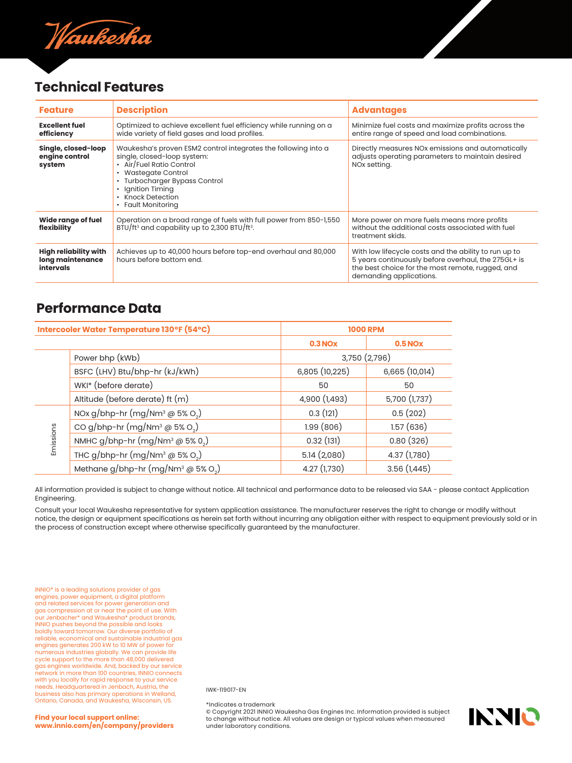Waukesha

## Technical Features

| Feature | Description | Advantages |
| --- | --- | --- |
| **Excellent fuel efficiency** | Optimized to achieve excellent fuel efficiency while running on a wide variety of field gases and load profiles. | Minimize fuel costs and maximize profits across the entire range of speed and load combinations. |
| **Single, closed-loop engine control system** | Waukesha's proven ESM2 control integrates the following into a single, closed-loop system:<br>• Air/Fuel Ratio Control<br>• Wastegate Control<br>• Turbocharger Bypass Control<br>• Ignition Timing<br>• Knock Detection<br>• Fault Monitoring | Directly measures NOx emissions and automatically adjusts operating parameters to maintain desired NOx setting. |
| **Wide range of fuel flexibility** | Operation on a broad range of fuels with full power from 850-1,550 BTU/ft³ and capability up to 2,300 BTU/ft³. | More power on more fuels means more profits without the additional costs associated with fuel treatment skids. |
| **High reliability with long maintenance intervals** | Achieves up to 40,000 hours before top-end overhaul and 80,000 hours before bottom end. | With low lifecycle costs and the ability to run up to 5 years continuously before overhaul, the 275GL+ is the best choice for the most remote, rugged, and demanding applications. |

## Performance Data

| Intercooler Water Temperature 130°F (54°C) | | 1000 RPM | |
| --- | --- | --- | --- |
| | | 0.3 NOx | 0.5 NOx |
| | Power bhp (kWb) | 3,750 (2,796) | |
| | BSFC (LHV) Btu/bhp-hr (kJ/kWh) | 6,805 (10,225) | 6,665 (10,014) |
| | WKI* (before derate) | 50 | 50 |
| | Altitude (before derate) ft (m) | 4,900 (1,493) | 5,700 (1,737) |
| Emissions | NOx g/bhp-hr (mg/Nm³ @ 5% $O_2$) | 0.3 (121) | 0.5 (202) |
| | CO g/bhp-hr (mg/Nm³ @ 5% $O_2$) | 1.99 (806) | 1.57 (636) |
| | NMHC g/bhp-hr (mg/Nm³ @ 5% $O_2$) | 0.32 (131) | 0.80 (326) |
| | THC g/bhp-hr (mg/Nm³ @ 5% $O_2$) | 5.14 (2,080) | 4.37 (1,780) |
| | Methane g/bhp-hr (mg/Nm³ @ 5% $O_2$) | 4.27 (1,730) | 3.56 (1,445) |

All information provided is subject to change without notice. All technical and performance data to be released via SAA - please contact Application Engineering.

Consult your local Waukesha representative for system application assistance. The manufacturer reserves the right to change or modify without notice, the design or equipment specifications as herein set forth without incurring any obligation either with respect to equipment previously sold or in the process of construction except where otherwise specifically guaranteed by the manufacturer.

INNIO* is a leading solutions provider of gas engines, power equipment, a digital platform and related services for power generation and gas compression at or near the point of use. With our Jenbacher* and Waukesha* product brands, INNIO pushes beyond the possible and looks boldly toward tomorrow. Our diverse portfolio of reliable, economical and sustainable industrial gas engines generates 200 kW to 10 MW of power for numerous industries globally. We can provide life cycle support to the more than 48,000 delivered gas engines worldwide. And, backed by our service network in more than 100 countries, INNIO connects with you locally for rapid response to your service needs. Headquartered in Jenbach, Austria, the business also has primary operations in Welland, Ontario, Canada, and Waukesha, Wisconsin, US.

**Find your local support online:**
**www.innio.com/en/company/providers**

IWK-119017-EN

*Indicates a trademark
© Copyright 2021 INNIO Waukesha Gas Engines Inc. Information provided is subject to change without notice. All values are design or typical values when measured under laboratory conditions.

INNIO